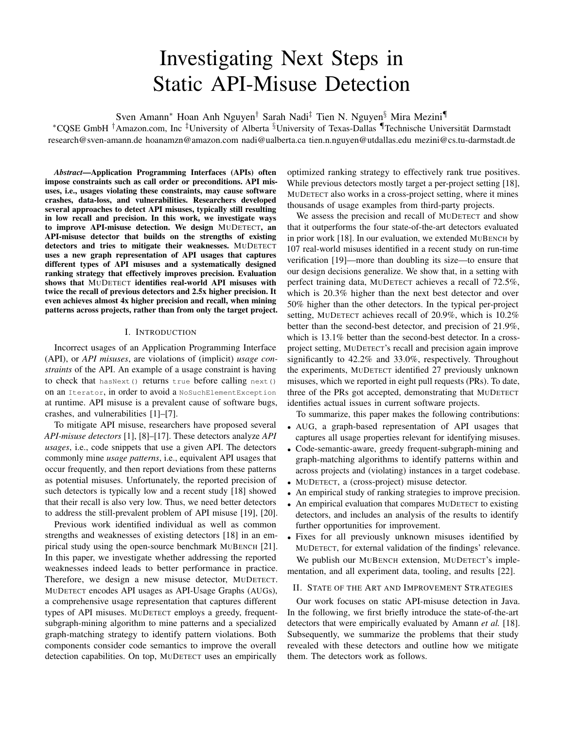# Investigating Next Steps in Static API-Misuse Detection

Sven Amann* Hoan Anh Nguyen† Sarah Nadi‡ Tien N. Nguyen§ Mira Mezini¶

*CQSE GmbH †Amazon.com, Inc ‡University of Alberta §University of Texas-Dallas ¶Technische Universität Darmstadt

research@sven-amann.de hoanamzn@amazon.com nadi@ualberta.ca tien.n.nguyen@utdallas.edu mezini@cs.tu-darmstadt.de

***Abstract*—Application Programming Interfaces (APIs) often impose constraints such as call order or preconditions. API misuses, i.e., usages violating these constraints, may cause software crashes, data-loss, and vulnerabilities. Researchers developed several approaches to detect API misuses, typically still resulting in low recall and precision. In this work, we investigate ways to improve API-misuse detection. We design MUDETECT, an API-misuse detector that builds on the strengths of existing detectors and tries to mitigate their weaknesses. MUDETECT uses a new graph representation of API usages that captures different types of API misuses and a systematically designed ranking strategy that effectively improves precision. Evaluation shows that MUDETECT identifies real-world API misuses with twice the recall of previous detectors and 2.5x higher precision. It even achieves almost 4x higher precision and recall, when mining patterns across projects, rather than from only the target project.**

## I. Introduction

Incorrect usages of an Application Programming Interface (API), or *API misuses*, are violations of (implicit) *usage constraints* of the API. An example of a usage constraint is having to check that `hasNext()` returns `true` before calling `next()` on an `Iterator`, in order to avoid a `NoSuchElementException` at runtime. API misuse is a prevalent cause of software bugs, crashes, and vulnerabilities [1]–[7].

To mitigate API misuse, researchers have proposed several *API-misuse detectors* [1], [8]–[17]. These detectors analyze *API usages*, i.e., code snippets that use a given API. The detectors commonly mine *usage patterns*, i.e., equivalent API usages that occur frequently, and then report deviations from these patterns as potential misuses. Unfortunately, the reported precision of such detectors is typically low and a recent study [18] showed that their recall is also very low. Thus, we need better detectors to address the still-prevalent problem of API misuse [19], [20].

Previous work identified individual as well as common strengths and weaknesses of existing detectors [18] in an empirical study using the open-source benchmark MUBENCH [21]. In this paper, we investigate whether addressing the reported weaknesses indeed leads to better performance in practice. Therefore, we design a new misuse detector, MUDETECT. MUDETECT encodes API usages as API-Usage Graphs (AUGs), a comprehensive usage representation that captures different types of API misuses. MUDETECT employs a greedy, frequent-subgraph-mining algorithm to mine patterns and a specialized graph-matching strategy to identify pattern violations. Both components consider code semantics to improve the overall detection capabilities. On top, MUDETECT uses an empirically optimized ranking strategy to effectively rank true positives. While previous detectors mostly target a per-project setting [18], MUDETECT also works in a cross-project setting, where it mines thousands of usage examples from third-party projects.

We assess the precision and recall of MUDETECT and show that it outperforms the four state-of-the-art detectors evaluated in prior work [18]. In our evaluation, we extended MUBENCH by 107 real-world misuses identified in a recent study on run-time verification [19]—more than doubling its size—to ensure that our design decisions generalize. We show that, in a setting with perfect training data, MUDETECT achieves a recall of 72.5%, which is 20.3% higher than the next best detector and over 50% higher than the other detectors. In the typical per-project setting, MUDETECT achieves recall of 20.9%, which is 10.2% better than the second-best detector, and precision of 21.9%, which is 13.1% better than the second-best detector. In a cross-project setting, MUDETECT's recall and precision again improve significantly to 42.2% and 33.0%, respectively. Throughout the experiments, MUDETECT identified 27 previously unknown misuses, which we reported in eight pull requests (PRs). To date, three of the PRs got accepted, demonstrating that MUDETECT identifies actual issues in current software projects.

To summarize, this paper makes the following contributions:

- AUG, a graph-based representation of API usages that captures all usage properties relevant for identifying misuses.
- Code-semantic-aware, greedy frequent-subgraph-mining and graph-matching algorithms to identify patterns within and across projects and (violating) instances in a target codebase.
- MUDETECT, a (cross-project) misuse detector.
- An empirical study of ranking strategies to improve precision.
- An empirical evaluation that compares MUDETECT to existing detectors, and includes an analysis of the results to identify further opportunities for improvement.
- Fixes for all previously unknown misuses identified by MUDETECT, for external validation of the findings' relevance.

We publish our MUBENCH extension, MUDETECT's implementation, and all experiment data, tooling, and results [22].

## II. State of the Art and Improvement Strategies

Our work focuses on static API-misuse detection in Java. In the following, we first briefly introduce the state-of-the-art detectors that were empirically evaluated by Amann *et al.* [18]. Subsequently, we summarize the problems that their study revealed with these detectors and outline how we mitigate them. The detectors work as follows.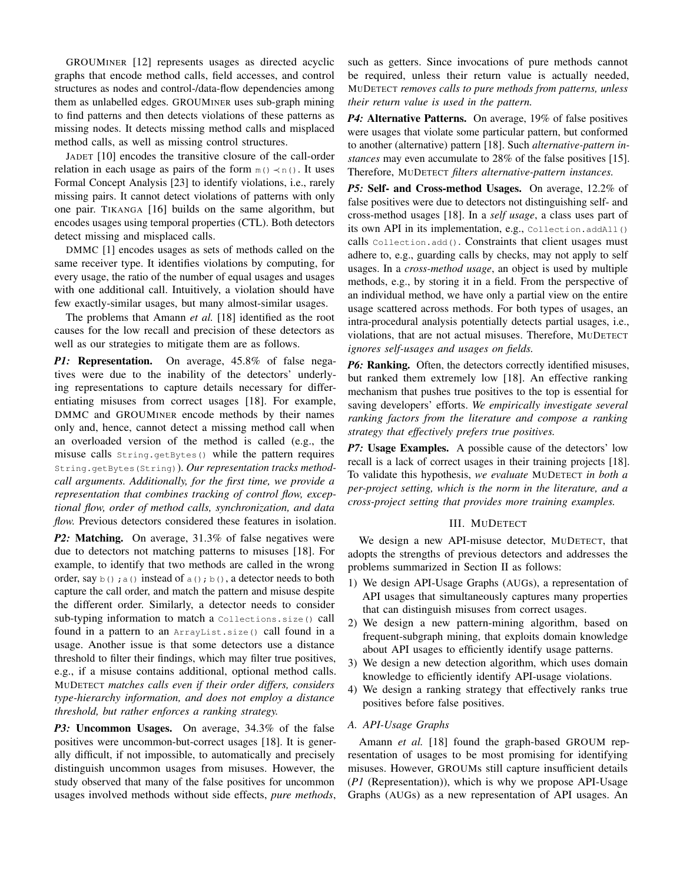GROUMINER [12] represents usages as directed acyclic graphs that encode method calls, field accesses, and control structures as nodes and control-/data-flow dependencies among them as unlabelled edges. GROUMINER uses sub-graph mining to find patterns and then detects violations of these patterns as missing nodes. It detects missing method calls and misplaced method calls, as well as missing control structures.

JADET [10] encodes the transitive closure of the call-order relation in each usage as pairs of the form `m()` $\prec$ `n()`. It uses Formal Concept Analysis [23] to identify violations, i.e., rarely missing pairs. It cannot detect violations of patterns with only one pair. TIKANGA [16] builds on the same algorithm, but encodes usages using temporal properties (CTL). Both detectors detect missing and misplaced calls.

DMMC [1] encodes usages as sets of methods called on the same receiver type. It identifies violations by computing, for every usage, the ratio of the number of equal usages and usages with one additional call. Intuitively, a violation should have few exactly-similar usages, but many almost-similar usages.

The problems that Amann *et al.* [18] identified as the root causes for the low recall and precision of these detectors as well as our strategies to mitigate them are as follows.

***P1:* Representation.** On average, 45.8% of false negatives were due to the inability of the detectors' underlying representations to capture details necessary for differentiating misuses from correct usages [18]. For example, DMMC and GROUMINER encode methods by their names only and, hence, cannot detect a missing method call when an overloaded version of the method is called (e.g., the misuse calls `String.getBytes()` while the pattern requires `String.getBytes(String)`). *Our representation tracks method-call arguments. Additionally, for the first time, we provide a representation that combines tracking of control flow, exceptional flow, order of method calls, synchronization, and data flow.* Previous detectors considered these features in isolation.

***P2:* Matching.** On average, 31.3% of false negatives were due to detectors not matching patterns to misuses [18]. For example, to identify that two methods are called in the wrong order, say `b();a()` instead of `a();b()`, a detector needs to both capture the call order, and match the pattern and misuse despite the different order. Similarly, a detector needs to consider sub-typing information to match a `Collections.size()` call found in a pattern to an `ArrayList.size()` call found in a usage. Another issue is that some detectors use a distance threshold to filter their findings, which may filter true positives, e.g., if a misuse contains additional, optional method calls. MUDETECT *matches calls even if their order differs, considers type-hierarchy information, and does not employ a distance threshold, but rather enforces a ranking strategy.*

***P3:* Uncommon Usages.** On average, 34.3% of the false positives were uncommon-but-correct usages [18]. It is generally difficult, if not impossible, to automatically and precisely distinguish uncommon usages from misuses. However, the study observed that many of the false positives for uncommon usages involved methods without side effects, *pure methods*, such as getters. Since invocations of pure methods cannot be required, unless their return value is actually needed, MUDETECT *removes calls to pure methods from patterns, unless their return value is used in the pattern.*

***P4:* Alternative Patterns.** On average, 19% of false positives were usages that violate some particular pattern, but conformed to another (alternative) pattern [18]. Such *alternative-pattern instances* may even accumulate to 28% of the false positives [15]. Therefore, MUDETECT *filters alternative-pattern instances.*

***P5:* Self- and Cross-method Usages.** On average, 12.2% of false positives were due to detectors not distinguishing self- and cross-method usages [18]. In a *self usage*, a class uses part of its own API in its implementation, e.g., `Collection.addAll()` calls `Collection.add()`. Constraints that client usages must adhere to, e.g., guarding calls by checks, may not apply to self usages. In a *cross-method usage*, an object is used by multiple methods, e.g., by storing it in a field. From the perspective of an individual method, we have only a partial view on the entire usage scattered across methods. For both types of usages, an intra-procedural analysis potentially detects partial usages, i.e., violations, that are not actual misuses. Therefore, MUDETECT *ignores self-usages and usages on fields.*

***P6:* Ranking.** Often, the detectors correctly identified misuses, but ranked them extremely low [18]. An effective ranking mechanism that pushes true positives to the top is essential for saving developers' efforts. *We empirically investigate several ranking factors from the literature and compose a ranking strategy that effectively prefers true positives.*

***P7:* Usage Examples.** A possible cause of the detectors' low recall is a lack of correct usages in their training projects [18]. To validate this hypothesis, *we evaluate* MUDETECT *in both a per-project setting, which is the norm in the literature, and a cross-project setting that provides more training examples.*

## III. MUDETECT

We design a new API-misuse detector, MUDETECT, that adopts the strengths of previous detectors and addresses the problems summarized in Section II as follows:

1) We design API-Usage Graphs (AUGs), a representation of API usages that simultaneously captures many properties that can distinguish misuses from correct usages.
2) We design a new pattern-mining algorithm, based on frequent-subgraph mining, that exploits domain knowledge about API usages to efficiently identify usage patterns.
3) We design a new detection algorithm, which uses domain knowledge to efficiently identify API-usage violations.
4) We design a ranking strategy that effectively ranks true positives before false positives.

### A. API-Usage Graphs

Amann *et al.* [18] found the graph-based GROUM representation of usages to be most promising for identifying misuses. However, GROUMs still capture insufficient details (*P1* (Representation)), which is why we propose API-Usage Graphs (AUGs) as a new representation of API usages. An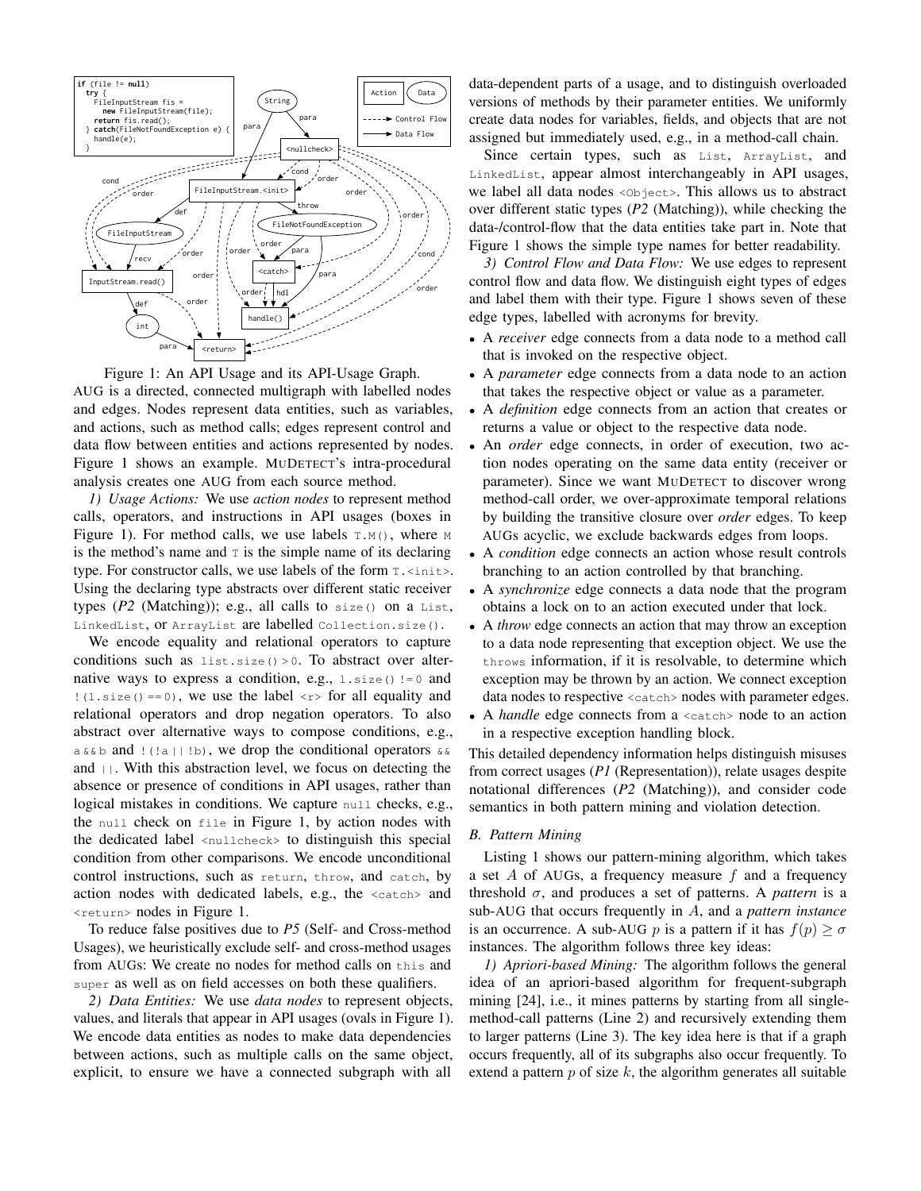```
if (file != null)
  try {
    FileInputStream fis =
      new FileInputStream(file);
    return fis.read();
  } catch(FileNotFoundException e) {
    handle(e);
  }
```

Figure 1: An API Usage and its API-Usage Graph.

AUG is a directed, connected multigraph with labelled nodes and edges. Nodes represent data entities, such as variables, and actions, such as method calls; edges represent control and data flow between entities and actions represented by nodes. Figure 1 shows an example. MuDetect's intra-procedural analysis creates one AUG from each source method.

*1) Usage Actions:* We use *action nodes* to represent method calls, operators, and instructions in API usages (boxes in Figure 1). For method calls, we use labels `T.M()`, where `M` is the method's name and `T` is the simple name of its declaring type. For constructor calls, we use labels of the form `T.<init>`. Using the declaring type abstracts over different static receiver types (*P2* (Matching)); e.g., all calls to `size()` on a `List`, `LinkedList`, or `ArrayList` are labelled `Collection.size()`.

We encode equality and relational operators to capture conditions such as `list.size()>0`. To abstract over alternative ways to express a condition, e.g., `l.size()!=0` and `!(l.size()==0)`, we use the label `<r>` for all equality and relational operators and drop negation operators. To also abstract over alternative ways to compose conditions, e.g., `a&&b` and `!(!a||!b)`, we drop the conditional operators `&&` and `||`. With this abstraction level, we focus on detecting the absence or presence of conditions in API usages, rather than logical mistakes in conditions. We capture `null` checks, e.g., the `null` check on `file` in Figure 1, by action nodes with the dedicated label `<nullcheck>` to distinguish this special condition from other comparisons. We encode unconditional control instructions, such as `return`, `throw`, and `catch`, by action nodes with dedicated labels, e.g., the `<catch>` and `<return>` nodes in Figure 1.

To reduce false positives due to *P5* (Self- and Cross-method Usages), we heuristically exclude self- and cross-method usages from AUGs: We create no nodes for method calls on `this` and `super` as well as on field accesses on both these qualifiers.

*2) Data Entities:* We use *data nodes* to represent objects, values, and literals that appear in API usages (ovals in Figure 1). We encode data entities as nodes to make data dependencies between actions, such as multiple calls on the same object, explicit, to ensure we have a connected subgraph with all data-dependent parts of a usage, and to distinguish overloaded versions of methods by their parameter entities. We uniformly create data nodes for variables, fields, and objects that are not assigned but immediately used, e.g., in a method-call chain.

Since certain types, such as `List`, `ArrayList`, and `LinkedList`, appear almost interchangeably in API usages, we label all data nodes `<Object>`. This allows us to abstract over different static types (*P2* (Matching)), while checking the data-/control-flow that the data entities take part in. Note that Figure 1 shows the simple type names for better readability.

*3) Control Flow and Data Flow:* We use edges to represent control flow and data flow. We distinguish eight types of edges and label them with their type. Figure 1 shows seven of these edge types, labelled with acronyms for brevity.

- A *receiver* edge connects from a data node to a method call that is invoked on the respective object.
- A *parameter* edge connects from a data node to an action that takes the respective object or value as a parameter.
- A *definition* edge connects from an action that creates or returns a value or object to the respective data node.
- An *order* edge connects, in order of execution, two action nodes operating on the same data entity (receiver or parameter). Since we want MuDetect to discover wrong method-call order, we over-approximate temporal relations by building the transitive closure over *order* edges. To keep AUGs acyclic, we exclude backwards edges from loops.
- A *condition* edge connects an action whose result controls branching to an action controlled by that branching.
- A *synchronize* edge connects a data node that the program obtains a lock on to an action executed under that lock.
- A *throw* edge connects an action that may throw an exception to a data node representing that exception object. We use the `throws` information, if it is resolvable, to determine which exception may be thrown by an action. We connect exception data nodes to respective `<catch>` nodes with parameter edges.
- A *handle* edge connects from a `<catch>` node to an action in a respective exception handling block.

This detailed dependency information helps distinguish misuses from correct usages (*P1* (Representation)), relate usages despite notational differences (*P2* (Matching)), and consider code semantics in both pattern mining and violation detection.

### B. Pattern Mining

Listing 1 shows our pattern-mining algorithm, which takes a set $A$ of AUGs, a frequency measure $f$ and a frequency threshold $\sigma$, and produces a set of patterns. A *pattern* is a sub-AUG that occurs frequently in $A$, and a *pattern instance* is an occurrence. A sub-AUG $p$ is a pattern if it has $f(p) \geq \sigma$ instances. The algorithm follows three key ideas:

*1) Apriori-based Mining:* The algorithm follows the general idea of an apriori-based algorithm for frequent-subgraph mining [24], i.e., it mines patterns by starting from all single-method-call patterns (Line 2) and recursively extending them to larger patterns (Line 3). The key idea here is that if a graph occurs frequently, all of its subgraphs also occur frequently. To extend a pattern $p$ of size $k$, the algorithm generates all suitable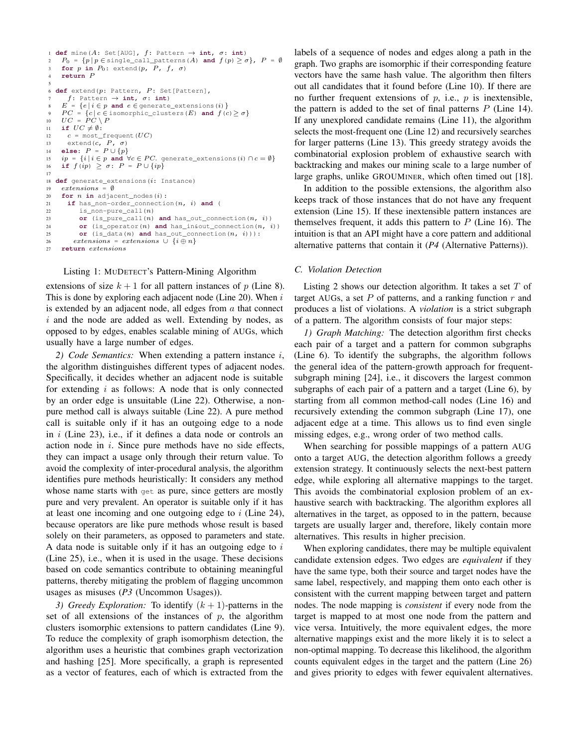```
1  def mine(A: Set[AUG], f: Pattern → int, σ: int)
2    P0 = {p | p ∈ single_call_patterns(A) and f(p) ≥ σ}, P = ∅
3    for p in P0: extend(p, P, f, σ)
4    return P
5
6  def extend(p: Pattern, P: Set[Pattern],
7      f: Pattern → int, σ: int)
8    E = {e | i ∈ p and e ∈ generate_extensions(i)}
9    PC = {c | c ∈ isomorphic_clusters(E) and f(c) ≥ σ}
10   UC = PC \ P
11   if UC ≠ ∅:
12     c = most_frequent(UC)
13     extend(c, P, σ)
14   else: P = P ∪ {p}
15   ip = {i | i ∈ p and ∀c ∈ PC. generate_extensions(i) ∩ c = ∅}
16   if f(ip) ≥ σ: P = P ∪ {ip}
17
18 def generate_extensions(i: Instance)
19   extensions = ∅
20   for n in adjacent_nodes(i):
21     if has_non-order_connection(n, i) and (
22         is_non-pure_call(n)
23         or (is_pure_call(n) and has_out_connection(n, i))
24         or (is_operator(n) and has_in&out_connection(n, i))
25         or (is_data(n) and has_out_connection(n, i))):
26       extensions = extensions ∪ {i ⊕ n}
27   return extensions
```

Listing 1: MuDetect's Pattern-Mining Algorithm

extensions of size $k+1$ for all pattern instances of $p$ (Line 8). This is done by exploring each adjacent node (Line 20). When $i$ is extended by an adjacent node, all edges from $a$ that connect $i$ and the node are added as well. Extending by nodes, as opposed to by edges, enables scalable mining of AUGs, which usually have a large number of edges.

*2) Code Semantics:* When extending a pattern instance $i$, the algorithm distinguishes different types of adjacent nodes. Specifically, it decides whether an adjacent node is suitable for extending $i$ as follows: A node that is only connected by an order edge is unsuitable (Line 22). Otherwise, a non-pure method call is always suitable (Line 22). A pure method call is suitable only if it has an outgoing edge to a node in $i$ (Line 23), i.e., if it defines a data node or controls an action node in $i$. Since pure methods have no side effects, they can impact a usage only through their return value. To avoid the complexity of inter-procedural analysis, the algorithm identifies pure methods heuristically: It considers any method whose name starts with `get` as pure, since getters are mostly pure and very prevalent. An operator is suitable only if it has at least one incoming and one outgoing edge to $i$ (Line 24), because operators are like pure methods whose result is based solely on their parameters, as opposed to parameters and state. A data node is suitable only if it has an outgoing edge to $i$ (Line 25), i.e., when it is used in the usage. These decisions based on code semantics contribute to obtaining meaningful patterns, thereby mitigating the problem of flagging uncommon usages as misuses (*P3* (Uncommon Usages)).

*3) Greedy Exploration:* To identify $(k+1)$-patterns in the set of all extensions of the instances of $p$, the algorithm clusters isomorphic extensions to pattern candidates (Line 9). To reduce the complexity of graph isomorphism detection, the algorithm uses a heuristic that combines graph vectorization and hashing [25]. More specifically, a graph is represented as a vector of features, each of which is extracted from the labels of a sequence of nodes and edges along a path in the graph. Two graphs are isomorphic if their corresponding feature vectors have the same hash value. The algorithm then filters out all candidates that it found before (Line 10). If there are no further frequent extensions of $p$, i.e., $p$ is inextensible, the pattern is added to the set of final patterns $P$ (Line 14). If any unexplored candidate remains (Line 11), the algorithm selects the most-frequent one (Line 12) and recursively searches for larger patterns (Line 13). This greedy strategy avoids the combinatorial explosion problem of exhaustive search with backtracking and makes our mining scale to a large number of large graphs, unlike GrouMiner, which often timed out [18].

In addition to the possible extensions, the algorithm also keeps track of those instances that do not have any frequent extension (Line 15). If these inextensible pattern instances are themselves frequent, it adds this pattern to $P$ (Line 16). The intuition is that an API might have a core pattern and additional alternative patterns that contain it (*P4* (Alternative Patterns)).

### C. Violation Detection

Listing 2 shows our detection algorithm. It takes a set $T$ of target AUGs, a set $P$ of patterns, and a ranking function $r$ and produces a list of violations. A *violation* is a strict subgraph of a pattern. The algorithm consists of four major steps:

*1) Graph Matching:* The detection algorithm first checks each pair of a target and a pattern for common subgraphs (Line 6). To identify the subgraphs, the algorithm follows the general idea of the pattern-growth approach for frequent-subgraph mining [24], i.e., it discovers the largest common subgraphs of each pair of a pattern and a target (Line 6), by starting from all common method-call nodes (Line 16) and recursively extending the common subgraph (Line 17), one adjacent edge at a time. This allows us to find even single missing edges, e.g., wrong order of two method calls.

When searching for possible mappings of a pattern AUG onto a target AUG, the detection algorithm follows a greedy extension strategy. It continuously selects the next-best pattern edge, while exploring all alternative mappings to the target. This avoids the combinatorial explosion problem of an exhaustive search with backtracking. The algorithm explores all alternatives in the target, as opposed to in the pattern, because targets are usually larger and, therefore, likely contain more alternatives. This results in higher precision.

When exploring candidates, there may be multiple equivalent candidate extension edges. Two edges are *equivalent* if they have the same type, both their source and target nodes have the same label, respectively, and mapping them onto each other is consistent with the current mapping between target and pattern nodes. The node mapping is *consistent* if every node from the target is mapped to at most one node from the pattern and vice versa. Intuitively, the more equivalent edges, the more alternative mappings exist and the more likely it is to select a non-optimal mapping. To decrease this likelihood, the algorithm counts equivalent edges in the target and the pattern (Line 26) and gives priority to edges with fewer equivalent alternatives.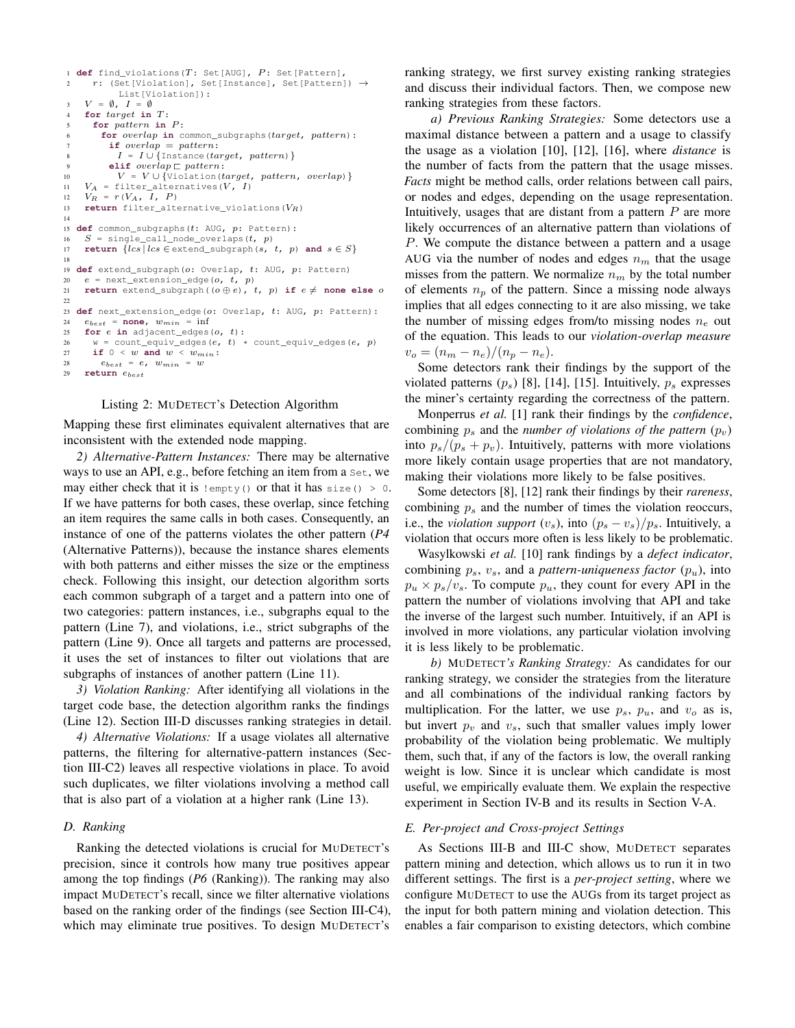```
1 def find_violations(T: Set[AUG], P: Set[Pattern],
2     r: (Set[Violation], Set[Instance], Set[Pattern]) →
          List[Violation]):
3   V = ∅, I = ∅
4   for target in T:
5     for pattern in P:
6       for overlap in common_subgraphs(target, pattern):
7         if overlap = pattern:
8           I = I ∪ {Instance(target, pattern)}
9         elif overlap ⊏ pattern:
10          V = V ∪ {Violation(target, pattern, overlap)}
11  V_A = filter_alternatives(V, I)
12  V_R = r(V_A, I, P)
13  return filter_alternative_violations(V_R)
14
15 def common_subgraphs(t: AUG, p: Pattern):
16   S = single_call_node_overlaps(t, p)
17   return {lcs | lcs ∈ extend_subgraph(s, t, p) and s ∈ S}
18
19 def extend_subgraph(o: Overlap, t: AUG, p: Pattern)
20   e = next_extension_edge(o, t, p)
21   return extend_subgraph((o ⊕ e), t, p) if e ≠ none else o
22
23 def next_extension_edge(o: Overlap, t: AUG, p: Pattern):
24   e_best = none, w_min = inf
25   for e in adjacent_edges(o, t):
26     w = count_equiv_edges(e, t) * count_equiv_edges(e, p)
27     if 0 < w and w < w_min:
28       e_best = e, w_min = w
29   return e_best
```

Listing 2: MUDETECT's Detection Algorithm

Mapping these first eliminates equivalent alternatives that are inconsistent with the extended node mapping.

*2) Alternative-Pattern Instances:* There may be alternative ways to use an API, e.g., before fetching an item from a `Set`, we may either check that it is `!empty()` or that it has `size() > 0`. If we have patterns for both cases, these overlap, since fetching an item requires the same calls in both cases. Consequently, an instance of one of the patterns violates the other pattern (*P4* (Alternative Patterns)), because the instance shares elements with both patterns and either misses the size or the emptiness check. Following this insight, our detection algorithm sorts each common subgraph of a target and a pattern into one of two categories: pattern instances, i.e., subgraphs equal to the pattern (Line 7), and violations, i.e., strict subgraphs of the pattern (Line 9). Once all targets and patterns are processed, it uses the set of instances to filter out violations that are subgraphs of instances of another pattern (Line 11).

*3) Violation Ranking:* After identifying all violations in the target code base, the detection algorithm ranks the findings (Line 12). Section III-D discusses ranking strategies in detail.

*4) Alternative Violations:* If a usage violates all alternative patterns, the filtering for alternative-pattern instances (Section III-C2) leaves all respective violations in place. To avoid such duplicates, we filter violations involving a method call that is also part of a violation at a higher rank (Line 13).

### D. Ranking

Ranking the detected violations is crucial for MUDETECT's precision, since it controls how many true positives appear among the top findings (*P6* (Ranking)). The ranking may also impact MUDETECT's recall, since we filter alternative violations based on the ranking order of the findings (see Section III-C4), which may eliminate true positives. To design MUDETECT's ranking strategy, we first survey existing ranking strategies and discuss their individual factors. Then, we compose new ranking strategies from these factors.

*a) Previous Ranking Strategies:* Some detectors use a maximal distance between a pattern and a usage to classify the usage as a violation [10], [12], [16], where *distance* is the number of facts from the pattern that the usage misses. *Facts* might be method calls, order relations between call pairs, or nodes and edges, depending on the usage representation. Intuitively, usages that are distant from a pattern $P$ are more likely occurrences of an alternative pattern than violations of $P$. We compute the distance between a pattern and a usage AUG via the number of nodes and edges $n_m$ that the usage misses from the pattern. We normalize $n_m$ by the total number of elements $n_p$ of the pattern. Since a missing node always implies that all edges connecting to it are also missing, we take the number of missing edges from/to missing nodes $n_e$ out of the equation. This leads to our *violation-overlap measure* $v_o = (n_m - n_e)/(n_p - n_e)$.

Some detectors rank their findings by the support of the violated patterns ($p_s$) [8], [14], [15]. Intuitively, $p_s$ expresses the miner's certainty regarding the correctness of the pattern.

Monperrus *et al.* [1] rank their findings by the *confidence*, combining $p_s$ and the *number of violations of the pattern* ($p_v$) into $p_s/(p_s + p_v)$. Intuitively, patterns with more violations more likely contain usage properties that are not mandatory, making their violations more likely to be false positives.

Some detectors [8], [12] rank their findings by their *rareness*, combining $p_s$ and the number of times the violation reoccurs, i.e., the *violation support* ($v_s$), into $(p_s - v_s)/p_s$. Intuitively, a violation that occurs more often is less likely to be problematic.

Wasylkowski *et al.* [10] rank findings by a *defect indicator*, combining $p_s$, $v_s$, and a *pattern-uniqueness factor* ($p_u$), into $p_u \times p_s/v_s$. To compute $p_u$, they count for every API in the pattern the number of violations involving that API and take the inverse of the largest such number. Intuitively, if an API is involved in more violations, any particular violation involving it is less likely to be problematic.

*b) MUDETECT's Ranking Strategy:* As candidates for our ranking strategy, we consider the strategies from the literature and all combinations of the individual ranking factors by multiplication. For the latter, we use $p_s$, $p_u$, and $v_o$ as is, but invert $p_v$ and $v_s$, such that smaller values imply lower probability of the violation being problematic. We multiply them, such that, if any of the factors is low, the overall ranking weight is low. Since it is unclear which candidate is most useful, we empirically evaluate them. We explain the respective experiment in Section IV-B and its results in Section V-A.

### E. Per-project and Cross-project Settings

As Sections III-B and III-C show, MUDETECT separates pattern mining and detection, which allows us to run it in two different settings. The first is a *per-project setting*, where we configure MUDETECT to use the AUGs from its target project as the input for both pattern mining and violation detection. This enables a fair comparison to existing detectors, which combine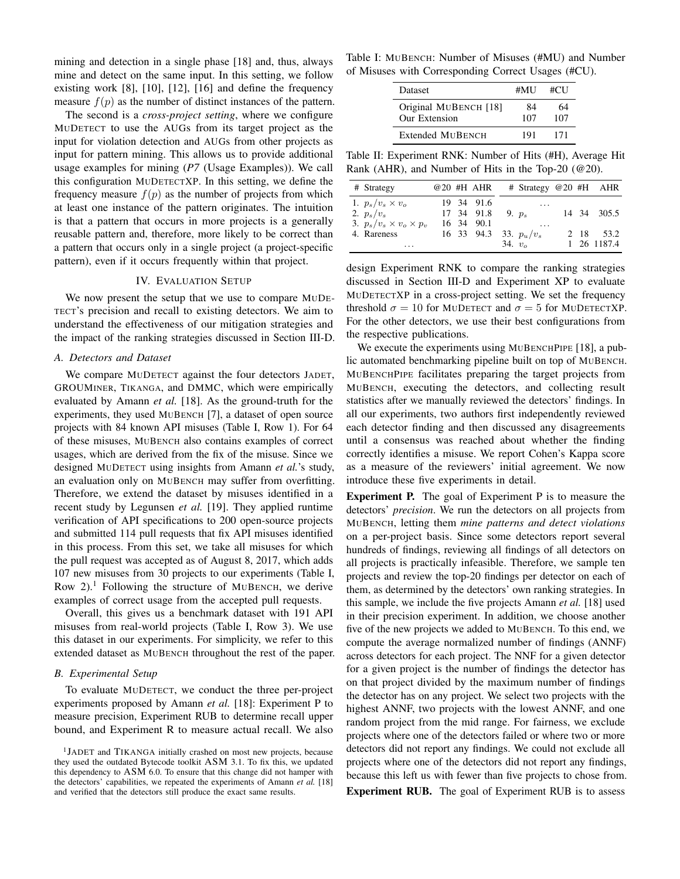mining and detection in a single phase [18] and, thus, always mine and detect on the same input. In this setting, we follow existing work [8], [10], [12], [16] and define the frequency measure $f(p)$ as the number of distinct instances of the pattern.

The second is a *cross-project setting*, where we configure MuDetect to use the AUGs from its target project as the input for violation detection and AUGs from other projects as input for pattern mining. This allows us to provide additional usage examples for mining (*P7* (Usage Examples)). We call this configuration MuDetectXP. In this setting, we define the frequency measure $f(p)$ as the number of projects from which at least one instance of the pattern originates. The intuition is that a pattern that occurs in more projects is a generally reusable pattern and, therefore, more likely to be correct than a pattern that occurs only in a single project (a project-specific pattern), even if it occurs frequently within that project.

## IV. Evaluation Setup

We now present the setup that we use to compare MuDetect's precision and recall to existing detectors. We aim to understand the effectiveness of our mitigation strategies and the impact of the ranking strategies discussed in Section III-D.

### A. Detectors and Dataset

We compare MuDetect against the four detectors Jadet, GrouMiner, Tikanga, and DMMC, which were empirically evaluated by Amann *et al.* [18]. As the ground-truth for the experiments, they used MuBench [7], a dataset of open source projects with 84 known API misuses (Table I, Row 1). For 64 of these misuses, MuBench also contains examples of correct usages, which are derived from the fix of the misuse. Since we designed MuDetect using insights from Amann *et al.*'s study, an evaluation only on MuBench may suffer from overfitting. Therefore, we extend the dataset by misuses identified in a recent study by Legunsen *et al.* [19]. They applied runtime verification of API specifications to 200 open-source projects and submitted 114 pull requests that fix API misuses identified in this process. From this set, we take all misuses for which the pull request was accepted as of August 8, 2017, which adds 107 new misuses from 30 projects to our experiments (Table I, Row 2).[1] Following the structure of MuBench, we derive examples of correct usage from the accepted pull requests.

Overall, this gives us a benchmark dataset with 191 API misuses from real-world projects (Table I, Row 3). We use this dataset in our experiments. For simplicity, we refer to this extended dataset as MuBench throughout the rest of the paper.

### B. Experimental Setup

To evaluate MuDetect, we conduct the three per-project experiments proposed by Amann *et al.* [18]: Experiment P to measure precision, Experiment RUB to determine recall upper bound, and Experiment R to measure actual recall. We also

[1] Jadet and Tikanga initially crashed on most new projects, because they used the outdated Bytecode toolkit ASM 3.1. To fix this, we updated this dependency to ASM 6.0. To ensure that this change did not hamper with the detectors' capabilities, we repeated the experiments of Amann *et al.* [18] and verified that the detectors still produce the exact same results.

Table I: MuBench: Number of Misuses (#MU) and Number of Misuses with Corresponding Correct Usages (#CU).

| Dataset | #MU | #CU |
|---|---|---|
| Original MuBench [18] | 84 | 64 |
| Our Extension | 107 | 107 |
| Extended MuBench | 191 | 171 |

Table II: Experiment RNK: Number of Hits (#H), Average Hit Rank (AHR), and Number of Hits in the Top-20 (@20).

| # Strategy | @20 | #H | AHR | # Strategy | @20 | #H | AHR |
|---|---|---|---|---|---|---|---|
| 1. $p_s/v_s \times v_o$ | 19 | 34 | 91.6 | … | | | |
| 2. $p_s/v_s$ | 17 | 34 | 91.8 | 9. $p_s$ | 14 | 34 | 305.5 |
| 3. $p_s/v_s \times v_o \times p_v$ | 16 | 34 | 90.1 | … | | | |
| 4. Rareness | 16 | 33 | 94.3 | 33. $p_u/v_s$ | 2 | 18 | 53.2 |
| … | | | | 34. $v_o$ | 1 | 26 | 1187.4 |

design Experiment RNK to compare the ranking strategies discussed in Section III-D and Experiment XP to evaluate MuDetectXP in a cross-project setting. We set the frequency threshold $\sigma = 10$ for MuDetect and $\sigma = 5$ for MuDetectXP. For the other detectors, we use their best configurations from the respective publications.

We execute the experiments using MuBenchPipe [18], a public automated benchmarking pipeline built on top of MuBench. MuBenchPipe facilitates preparing the target projects from MuBench, executing the detectors, and collecting result statistics after we manually reviewed the detectors' findings. In all our experiments, two authors first independently reviewed each detector finding and then discussed any disagreements until a consensus was reached about whether the finding correctly identifies a misuse. We report Cohen's Kappa score as a measure of the reviewers' initial agreement. We now introduce these five experiments in detail.

**Experiment P.** The goal of Experiment P is to measure the detectors' *precision*. We run the detectors on all projects from MuBench, letting them *mine patterns and detect violations* on a per-project basis. Since some detectors report several hundreds of findings, reviewing all findings of all detectors on all projects is practically infeasible. Therefore, we sample ten projects and review the top-20 findings per detector on each of them, as determined by the detectors' own ranking strategies. In this sample, we include the five projects Amann *et al.* [18] used in their precision experiment. In addition, we choose another five of the new projects we added to MuBench. To this end, we compute the average normalized number of findings (ANNF) across detectors for each project. The NNF for a given detector for a given project is the number of findings the detector has on that project divided by the maximum number of findings the detector has on any project. We select two projects with the highest ANNF, two projects with the lowest ANNF, and one random project from the mid range. For fairness, we exclude projects where one of the detectors failed or where two or more detectors did not report any findings. We could not exclude all projects where one of the detectors did not report any findings, because this left us with fewer than five projects to chose from.

**Experiment RUB.** The goal of Experiment RUB is to assess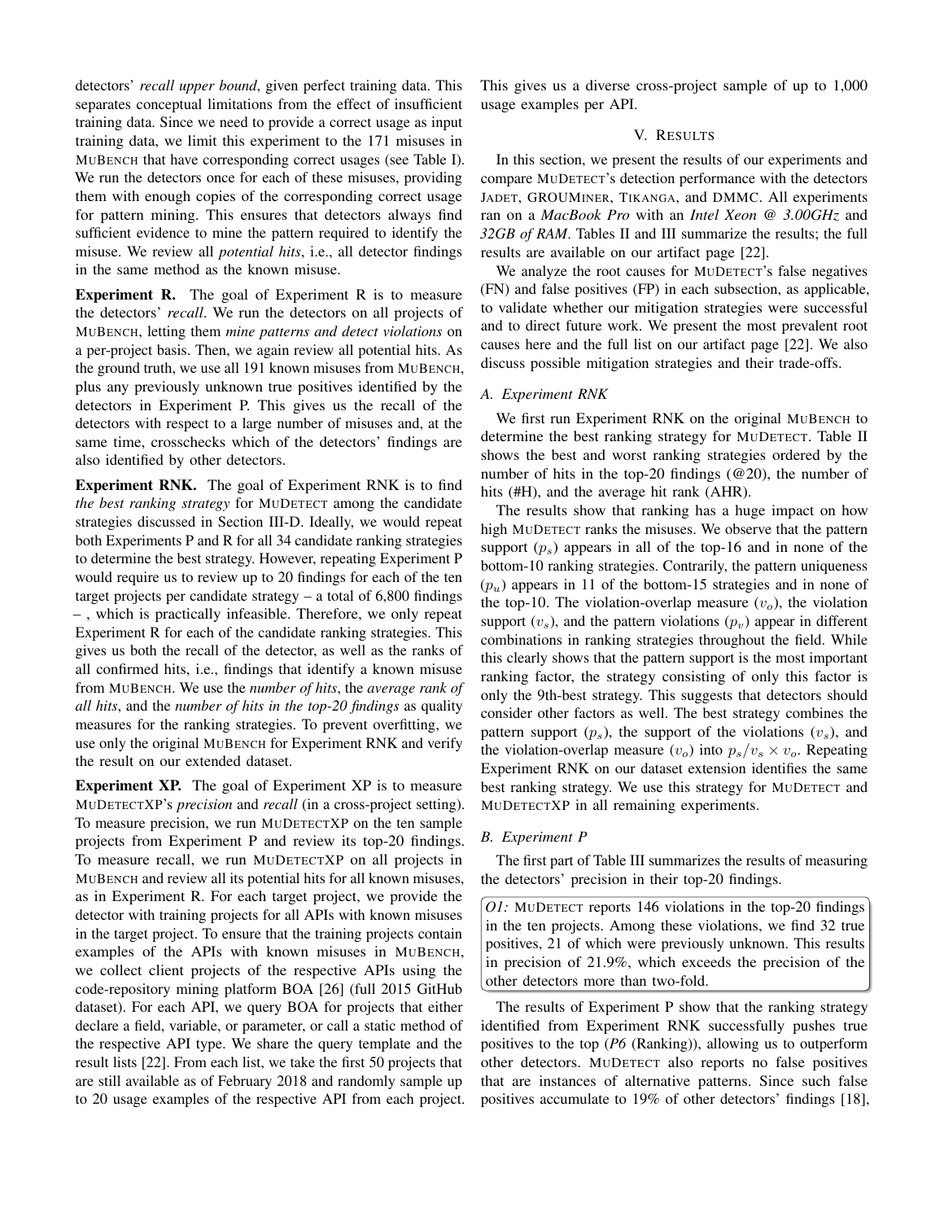detectors' *recall upper bound*, given perfect training data. This separates conceptual limitations from the effect of insufficient training data. Since we need to provide a correct usage as input training data, we limit this experiment to the 171 misuses in MuBench that have corresponding correct usages (see Table I). We run the detectors once for each of these misuses, providing them with enough copies of the corresponding correct usage for pattern mining. This ensures that detectors always find sufficient evidence to mine the pattern required to identify the misuse. We review all *potential hits*, i.e., all detector findings in the same method as the known misuse.

**Experiment R.** The goal of Experiment R is to measure the detectors' *recall*. We run the detectors on all projects of MuBench, letting them *mine patterns and detect violations* on a per-project basis. Then, we again review all potential hits. As the ground truth, we use all 191 known misuses from MuBench, plus any previously unknown true positives identified by the detectors in Experiment P. This gives us the recall of the detectors with respect to a large number of misuses and, at the same time, crosschecks which of the detectors' findings are also identified by other detectors.

**Experiment RNK.** The goal of Experiment RNK is to find *the best ranking strategy* for MuDetect among the candidate strategies discussed in Section III-D. Ideally, we would repeat both Experiments P and R for all 34 candidate ranking strategies to determine the best strategy. However, repeating Experiment P would require us to review up to 20 findings for each of the ten target projects per candidate strategy – a total of 6,800 findings – , which is practically infeasible. Therefore, we only repeat Experiment R for each of the candidate ranking strategies. This gives us both the recall of the detector, as well as the ranks of all confirmed hits, i.e., findings that identify a known misuse from MuBench. We use the *number of hits*, the *average rank of all hits*, and the *number of hits in the top-20 findings* as quality measures for the ranking strategies. To prevent overfitting, we use only the original MuBench for Experiment RNK and verify the result on our extended dataset.

**Experiment XP.** The goal of Experiment XP is to measure MuDetectXP's *precision* and *recall* (in a cross-project setting). To measure precision, we run MuDetectXP on the ten sample projects from Experiment P and review its top-20 findings. To measure recall, we run MuDetectXP on all projects in MuBench and review all its potential hits for all known misuses, as in Experiment R. For each target project, we provide the detector with training projects for all APIs with known misuses in the target project. To ensure that the training projects contain examples of the APIs with known misuses in MuBench, we collect client projects of the respective APIs using the code-repository mining platform BOA [26] (full 2015 GitHub dataset). For each API, we query BOA for projects that either declare a field, variable, or parameter, or call a static method of the respective API type. We share the query template and the result lists [22]. From each list, we take the first 50 projects that are still available as of February 2018 and randomly sample up to 20 usage examples of the respective API from each project. This gives us a diverse cross-project sample of up to 1,000 usage examples per API.

## V. Results

In this section, we present the results of our experiments and compare MuDetect's detection performance with the detectors Jadet, GROUMiner, Tikanga, and DMMC. All experiments ran on a *MacBook Pro* with an *Intel Xeon @ 3.00GHz* and *32GB of RAM*. Tables II and III summarize the results; the full results are available on our artifact page [22].

We analyze the root causes for MuDetect's false negatives (FN) and false positives (FP) in each subsection, as applicable, to validate whether our mitigation strategies were successful and to direct future work. We present the most prevalent root causes here and the full list on our artifact page [22]. We also discuss possible mitigation strategies and their trade-offs.

### A. Experiment RNK

We first run Experiment RNK on the original MuBench to determine the best ranking strategy for MuDetect. Table II shows the best and worst ranking strategies ordered by the number of hits in the top-20 findings (@20), the number of hits (#H), and the average hit rank (AHR).

The results show that ranking has a huge impact on how high MuDetect ranks the misuses. We observe that the pattern support ($p_s$) appears in all of the top-16 and in none of the bottom-10 ranking strategies. Contrarily, the pattern uniqueness ($p_u$) appears in 11 of the bottom-15 strategies and in none of the top-10. The violation-overlap measure ($v_o$), the violation support ($v_s$), and the pattern violations ($p_v$) appear in different combinations in ranking strategies throughout the field. While this clearly shows that the pattern support is the most important ranking factor, the strategy consisting of only this factor is only the 9th-best strategy. This suggests that detectors should consider other factors as well. The best strategy combines the pattern support ($p_s$), the support of the violations ($v_s$), and the violation-overlap measure ($v_o$) into $p_s/v_s \times v_o$. Repeating Experiment RNK on our dataset extension identifies the same best ranking strategy. We use this strategy for MuDetect and MuDetectXP in all remaining experiments.

### B. Experiment P

The first part of Table III summarizes the results of measuring the detectors' precision in their top-20 findings.

*O1:* MuDetect reports 146 violations in the top-20 findings in the ten projects. Among these violations, we find 32 true positives, 21 of which were previously unknown. This results in precision of 21.9%, which exceeds the precision of the other detectors more than two-fold.

The results of Experiment P show that the ranking strategy identified from Experiment RNK successfully pushes true positives to the top (*P6* (Ranking)), allowing us to outperform other detectors. MuDetect also reports no false positives that are instances of alternative patterns. Since such false positives accumulate to 19% of other detectors' findings [18],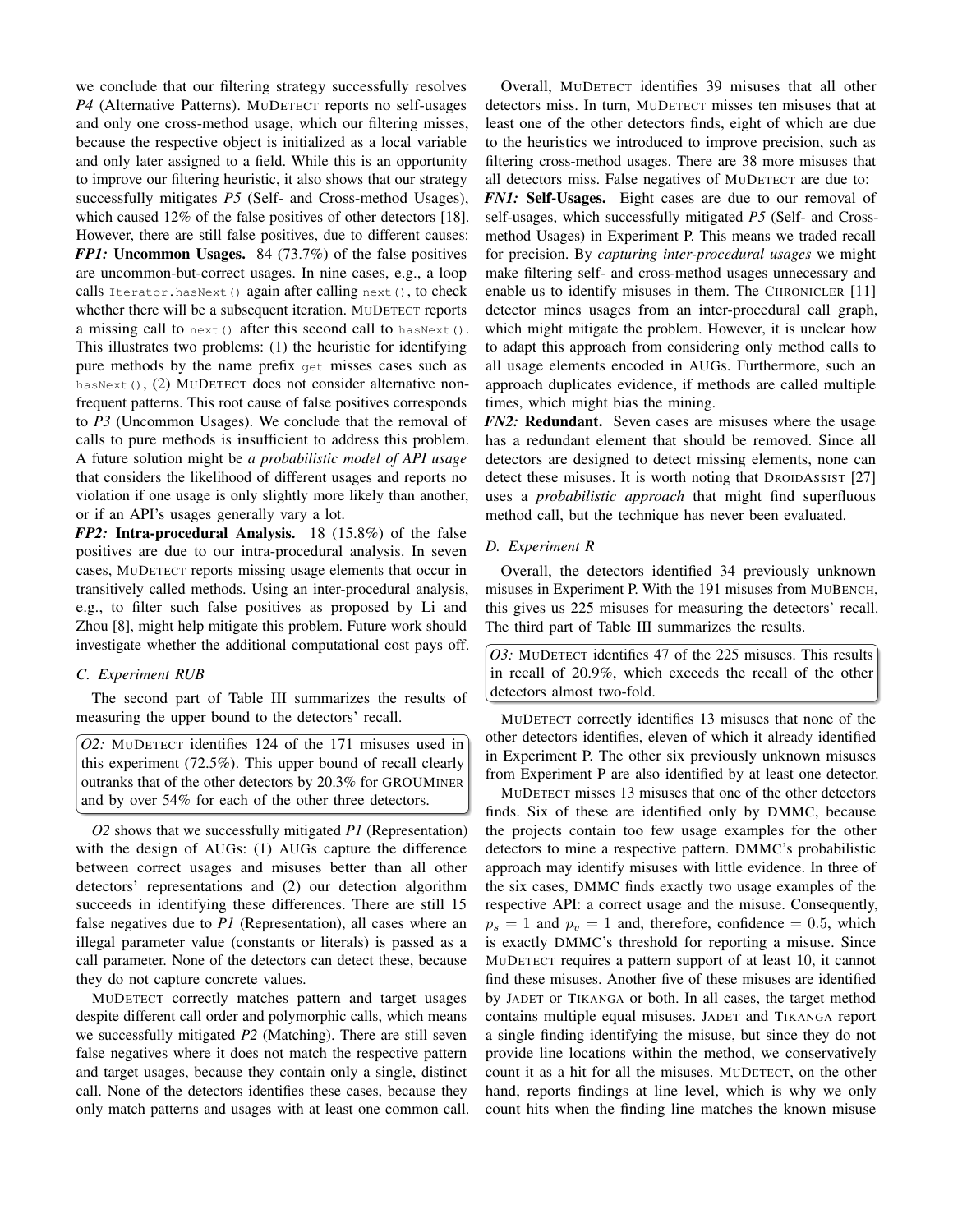we conclude that our filtering strategy successfully resolves *P4* (Alternative Patterns). MuDetect reports no self-usages and only one cross-method usage, which our filtering misses, because the respective object is initialized as a local variable and only later assigned to a field. While this is an opportunity to improve our filtering heuristic, it also shows that our strategy successfully mitigates *P5* (Self- and Cross-method Usages), which caused 12% of the false positives of other detectors [18]. However, there are still false positives, due to different causes:

***FP1:* Uncommon Usages.** 84 (73.7%) of the false positives are uncommon-but-correct usages. In nine cases, e.g., a loop calls `Iterator.hasNext()` again after calling `next()`, to check whether there will be a subsequent iteration. MuDetect reports a missing call to `next()` after this second call to `hasNext()`. This illustrates two problems: (1) the heuristic for identifying pure methods by the name prefix `get` misses cases such as `hasNext()`, (2) MuDetect does not consider alternative non-frequent patterns. This root cause of false positives corresponds to *P3* (Uncommon Usages). We conclude that the removal of calls to pure methods is insufficient to address this problem. A future solution might be *a probabilistic model of API usage* that considers the likelihood of different usages and reports no violation if one usage is only slightly more likely than another, or if an API's usages generally vary a lot.

***FP2:* Intra-procedural Analysis.** 18 (15.8%) of the false positives are due to our intra-procedural analysis. In seven cases, MuDetect reports missing usage elements that occur in transitively called methods. Using an inter-procedural analysis, e.g., to filter such false positives as proposed by Li and Zhou [8], might help mitigate this problem. Future work should investigate whether the additional computational cost pays off.

### C. Experiment RUB

The second part of Table III summarizes the results of measuring the upper bound to the detectors' recall.

> *O2:* MuDetect identifies 124 of the 171 misuses used in this experiment (72.5%). This upper bound of recall clearly outranks that of the other detectors by 20.3% for GrouMiner and by over 54% for each of the other three detectors.

*O2* shows that we successfully mitigated *P1* (Representation) with the design of AUGs: (1) AUGs capture the difference between correct usages and misuses better than all other detectors' representations and (2) our detection algorithm succeeds in identifying these differences. There are still 15 false negatives due to *P1* (Representation), all cases where an illegal parameter value (constants or literals) is passed as a call parameter. None of the detectors can detect these, because they do not capture concrete values.

MuDetect correctly matches pattern and target usages despite different call order and polymorphic calls, which means we successfully mitigated *P2* (Matching). There are still seven false negatives where it does not match the respective pattern and target usages, because they contain only a single, distinct call. None of the detectors identifies these cases, because they only match patterns and usages with at least one common call.

Overall, MuDetect identifies 39 misuses that all other detectors miss. In turn, MuDetect misses ten misuses that at least one of the other detectors finds, eight of which are due to the heuristics we introduced to improve precision, such as filtering cross-method usages. There are 38 more misuses that all detectors miss. False negatives of MuDetect are due to:

***FN1:* Self-Usages.** Eight cases are due to our removal of self-usages, which successfully mitigated *P5* (Self- and Cross-method Usages) in Experiment P. This means we traded recall for precision. By *capturing inter-procedural usages* we might make filtering self- and cross-method usages unnecessary and enable us to identify misuses in them. The Chronicler [11] detector mines usages from an inter-procedural call graph, which might mitigate the problem. However, it is unclear how to adapt this approach from considering only method calls to all usage elements encoded in AUGs. Furthermore, such an approach duplicates evidence, if methods are called multiple times, which might bias the mining.

***FN2:* Redundant.** Seven cases are misuses where the usage has a redundant element that should be removed. Since all detectors are designed to detect missing elements, none can detect these misuses. It is worth noting that DroidAssist [27] uses a *probabilistic approach* that might find superfluous method call, but the technique has never been evaluated.

### D. Experiment R

Overall, the detectors identified 34 previously unknown misuses in Experiment P. With the 191 misuses from MuBench, this gives us 225 misuses for measuring the detectors' recall. The third part of Table III summarizes the results.

> *O3:* MuDetect identifies 47 of the 225 misuses. This results in recall of 20.9%, which exceeds the recall of the other detectors almost two-fold.

MuDetect correctly identifies 13 misuses that none of the other detectors identifies, eleven of which it already identified in Experiment P. The other six previously unknown misuses from Experiment P are also identified by at least one detector.

MuDetect misses 13 misuses that one of the other detectors finds. Six of these are identified only by DMMC, because the projects contain too few usage examples for the other detectors to mine a respective pattern. DMMC's probabilistic approach may identify misuses with little evidence. In three of the six cases, DMMC finds exactly two usage examples of the respective API: a correct usage and the misuse. Consequently, $p_s = 1$ and $p_v = 1$ and, therefore, confidence $= 0.5$, which is exactly DMMC's threshold for reporting a misuse. Since MuDetect requires a pattern support of at least 10, it cannot find these misuses. Another five of these misuses are identified by Jadet or Tikanga or both. In all cases, the target method contains multiple equal misuses. Jadet and Tikanga report a single finding identifying the misuse, but since they do not provide line locations within the method, we conservatively count it as a hit for all the misuses. MuDetect, on the other hand, reports findings at line level, which is why we only count hits when the finding line matches the known misuse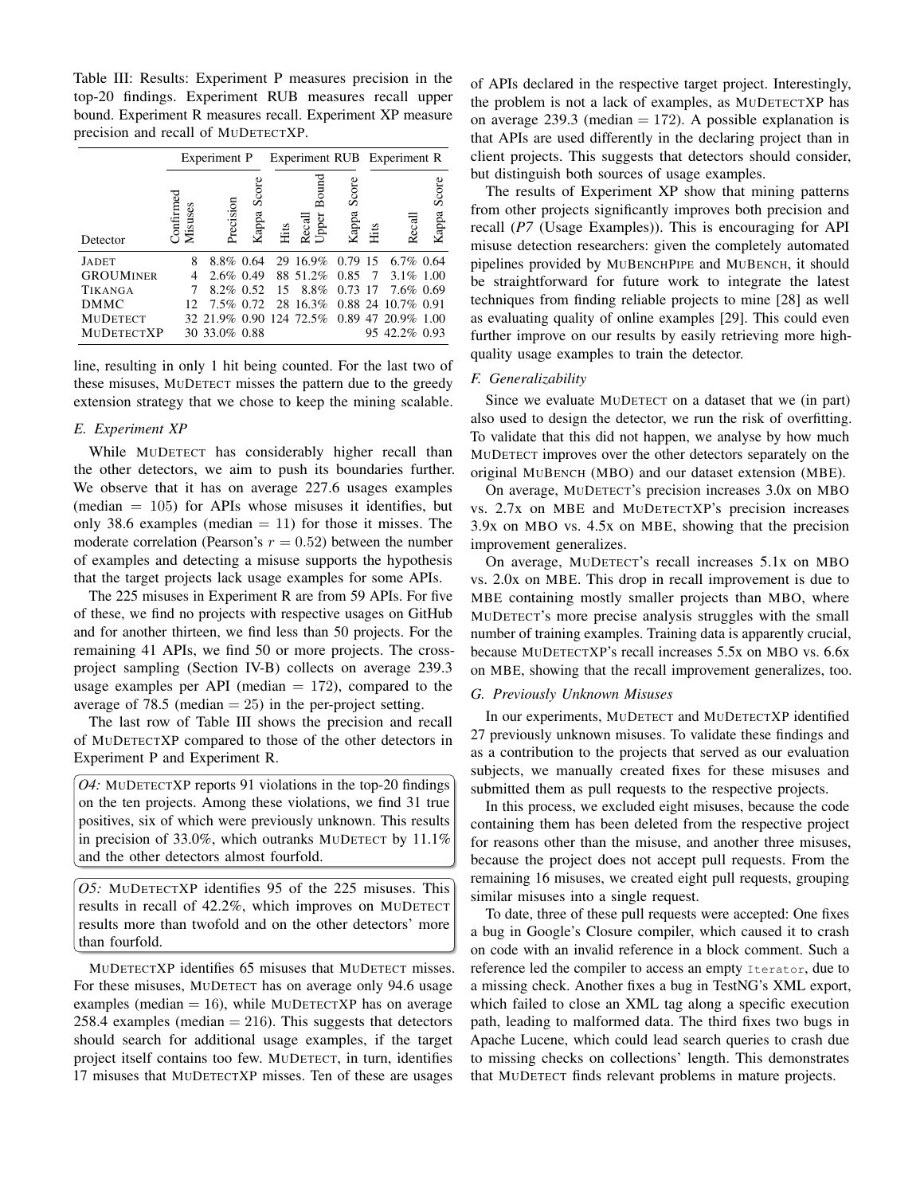Table III: Results: Experiment P measures precision in the top-20 findings. Experiment RUB measures recall upper bound. Experiment R measures recall. Experiment XP measure precision and recall of MUDETECTXP.

| Detector | Experiment P | | | Experiment RUB | | | Experiment R | | |
|---|---|---|---|---|---|---|---|---|---|
| | Confirmed Misuses | Precision | Kappa Score | Hits | Recall Upper Bound | Kappa Score | Hits | Recall | Kappa Score |
| JADET | 8 | 8.8% | 0.64 | 29 | 16.9% | 0.79 | 15 | 6.7% | 0.64 |
| GROUMINER | 4 | 2.6% | 0.49 | 88 | 51.2% | 0.85 | 7 | 3.1% | 1.00 |
| TIKANGA | 7 | 8.2% | 0.52 | 15 | 8.8% | 0.73 | 17 | 7.6% | 0.69 |
| DMMC | 12 | 7.5% | 0.72 | 28 | 16.3% | 0.88 | 24 | 10.7% | 0.91 |
| MUDETECT | 32 | 21.9% | 0.90 | 124 | 72.5% | 0.89 | 47 | 20.9% | 1.00 |
| MUDETECTXP | 30 | 33.0% | 0.88 | | | | 95 | 42.2% | 0.93 |

line, resulting in only 1 hit being counted. For the last two of these misuses, MUDETECT misses the pattern due to the greedy extension strategy that we chose to keep the mining scalable.

### E. Experiment XP

While MUDETECT has considerably higher recall than the other detectors, we aim to push its boundaries further. We observe that it has on average 227.6 usages examples (median = 105) for APIs whose misuses it identifies, but only 38.6 examples (median = 11) for those it misses. The moderate correlation (Pearson's $r = 0.52$) between the number of examples and detecting a misuse supports the hypothesis that the target projects lack usage examples for some APIs.

The 225 misuses in Experiment R are from 59 APIs. For five of these, we find no projects with respective usages on GitHub and for another thirteen, we find less than 50 projects. For the remaining 41 APIs, we find 50 or more projects. The cross-project sampling (Section IV-B) collects on average 239.3 usage examples per API (median = 172), compared to the average of 78.5 (median = 25) in the per-project setting.

The last row of Table III shows the precision and recall of MUDETECTXP compared to those of the other detectors in Experiment P and Experiment R.

> *O4:* MUDETECTXP reports 91 violations in the top-20 findings on the ten projects. Among these violations, we find 31 true positives, six of which were previously unknown. This results in precision of 33.0%, which outranks MUDETECT by 11.1% and the other detectors almost fourfold.

> *O5:* MUDETECTXP identifies 95 of the 225 misuses. This results in recall of 42.2%, which improves on MUDETECT results more than twofold and on the other detectors' more than fourfold.

MUDETECTXP identifies 65 misuses that MUDETECT misses. For these misuses, MUDETECT has on average only 94.6 usage examples (median = 16), while MUDETECTXP has on average 258.4 examples (median = 216). This suggests that detectors should search for additional usage examples, if the target project itself contains too few. MUDETECT, in turn, identifies 17 misuses that MUDETECTXP misses. Ten of these are usages of APIs declared in the respective target project. Interestingly, the problem is not a lack of examples, as MUDETECTXP has on average 239.3 (median = 172). A possible explanation is that APIs are used differently in the declaring project than in client projects. This suggests that detectors should consider, but distinguish both sources of usage examples.

The results of Experiment XP show that mining patterns from other projects significantly improves both precision and recall (*P7* (Usage Examples)). This is encouraging for API misuse detection researchers: given the completely automated pipelines provided by MUBENCHPIPE and MUBENCH, it should be straightforward for future work to integrate the latest techniques from finding reliable projects to mine [28] as well as evaluating quality of online examples [29]. This could even further improve on our results by easily retrieving more high-quality usage examples to train the detector.

### F. Generalizability

Since we evaluate MUDETECT on a dataset that we (in part) also used to design the detector, we run the risk of overfitting. To validate that this did not happen, we analyse by how much MUDETECT improves over the other detectors separately on the original MUBENCH (MBO) and our dataset extension (MBE).

On average, MUDETECT's precision increases 3.0x on MBO vs. 2.7x on MBE and MUDETECTXP's precision increases 3.9x on MBO vs. 4.5x on MBE, showing that the precision improvement generalizes.

On average, MUDETECT's recall increases 5.1x on MBO vs. 2.0x on MBE. This drop in recall improvement is due to MBE containing mostly smaller projects than MBO, where MUDETECT's more precise analysis struggles with the small number of training examples. Training data is apparently crucial, because MUDETECTXP's recall increases 5.5x on MBO vs. 6.6x on MBE, showing that the recall improvement generalizes, too.

### G. Previously Unknown Misuses

In our experiments, MUDETECT and MUDETECTXP identified 27 previously unknown misuses. To validate these findings and as a contribution to the projects that served as our evaluation subjects, we manually created fixes for these misuses and submitted them as pull requests to the respective projects.

In this process, we excluded eight misuses, because the code containing them has been deleted from the respective project for reasons other than the misuse, and another three misuses, because the project does not accept pull requests. From the remaining 16 misuses, we created eight pull requests, grouping similar misuses into a single request.

To date, three of these pull requests were accepted: One fixes a bug in Google's Closure compiler, which caused it to crash on code with an invalid reference in a block comment. Such a reference led the compiler to access an empty `Iterator`, due to a missing check. Another fixes a bug in TestNG's XML export, which failed to close an XML tag along a specific execution path, leading to malformed data. The third fixes two bugs in Apache Lucene, which could lead search queries to crash due to missing checks on collections' length. This demonstrates that MUDETECT finds relevant problems in mature projects.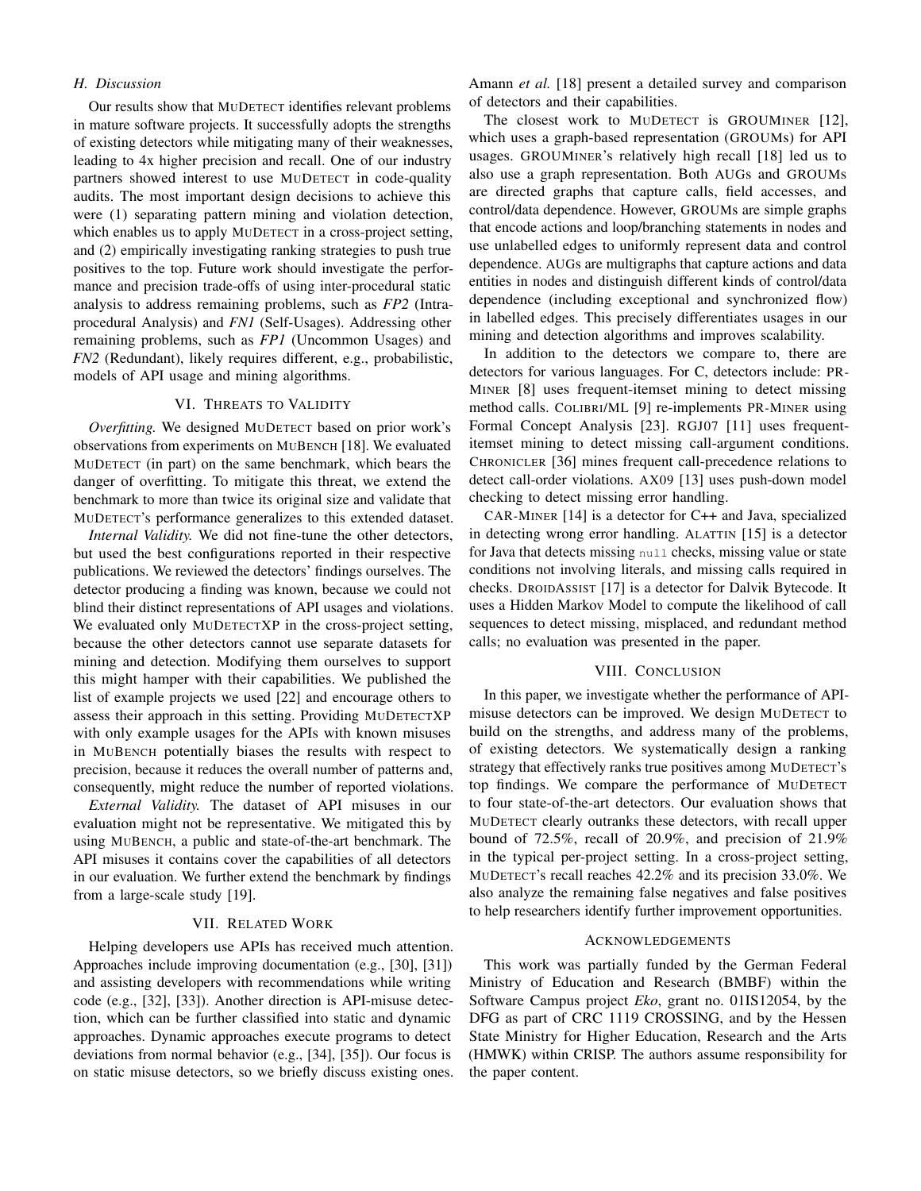### H. Discussion

Our results show that MuDetect identifies relevant problems in mature software projects. It successfully adopts the strengths of existing detectors while mitigating many of their weaknesses, leading to 4x higher precision and recall. One of our industry partners showed interest to use MuDetect in code-quality audits. The most important design decisions to achieve this were (1) separating pattern mining and violation detection, which enables us to apply MuDetect in a cross-project setting, and (2) empirically investigating ranking strategies to push true positives to the top. Future work should investigate the performance and precision trade-offs of using inter-procedural static analysis to address remaining problems, such as *FP2* (Intra-procedural Analysis) and *FN1* (Self-Usages). Addressing other remaining problems, such as *FP1* (Uncommon Usages) and *FN2* (Redundant), likely requires different, e.g., probabilistic, models of API usage and mining algorithms.

## VI. Threats to Validity

*Overfitting.* We designed MuDetect based on prior work's observations from experiments on MuBench [18]. We evaluated MuDetect (in part) on the same benchmark, which bears the danger of overfitting. To mitigate this threat, we extend the benchmark to more than twice its original size and validate that MuDetect's performance generalizes to this extended dataset.

*Internal Validity.* We did not fine-tune the other detectors, but used the best configurations reported in their respective publications. We reviewed the detectors' findings ourselves. The detector producing a finding was known, because we could not blind their distinct representations of API usages and violations. We evaluated only MuDetectXP in the cross-project setting, because the other detectors cannot use separate datasets for mining and detection. Modifying them ourselves to support this might hamper with their capabilities. We published the list of example projects we used [22] and encourage others to assess their approach in this setting. Providing MuDetectXP with only example usages for the APIs with known misuses in MuBench potentially biases the results with respect to precision, because it reduces the overall number of patterns and, consequently, might reduce the number of reported violations.

*External Validity.* The dataset of API misuses in our evaluation might not be representative. We mitigated this by using MuBench, a public and state-of-the-art benchmark. The API misuses it contains cover the capabilities of all detectors in our evaluation. We further extend the benchmark by findings from a large-scale study [19].

## VII. Related Work

Helping developers use APIs has received much attention. Approaches include improving documentation (e.g., [30], [31]) and assisting developers with recommendations while writing code (e.g., [32], [33]). Another direction is API-misuse detection, which can be further classified into static and dynamic approaches. Dynamic approaches execute programs to detect deviations from normal behavior (e.g., [34], [35]). Our focus is on static misuse detectors, so we briefly discuss existing ones. Amann *et al.* [18] present a detailed survey and comparison of detectors and their capabilities.

The closest work to MuDetect is GrouMiner [12], which uses a graph-based representation (GROUMs) for API usages. GrouMiner's relatively high recall [18] led us to also use a graph representation. Both AUGs and GROUMs are directed graphs that capture calls, field accesses, and control/data dependence. However, GROUMs are simple graphs that encode actions and loop/branching statements in nodes and use unlabelled edges to uniformly represent data and control dependence. AUGs are multigraphs that capture actions and data entities in nodes and distinguish different kinds of control/data dependence (including exceptional and synchronized flow) in labelled edges. This precisely differentiates usages in our mining and detection algorithms and improves scalability.

In addition to the detectors we compare to, there are detectors for various languages. For C, detectors include: PR-Miner [8] uses frequent-itemset mining to detect missing method calls. Colibri/ML [9] re-implements PR-Miner using Formal Concept Analysis [23]. RGJ07 [11] uses frequent-itemset mining to detect missing call-argument conditions. Chronicler [36] mines frequent call-precedence relations to detect call-order violations. AX09 [13] uses push-down model checking to detect missing error handling.

CAR-Miner [14] is a detector for C++ and Java, specialized in detecting wrong error handling. Alattin [15] is a detector for Java that detects missing `null` checks, missing value or state conditions not involving literals, and missing calls required in checks. DroidAssist [17] is a detector for Dalvik Bytecode. It uses a Hidden Markov Model to compute the likelihood of call sequences to detect missing, misplaced, and redundant method calls; no evaluation was presented in the paper.

## VIII. Conclusion

In this paper, we investigate whether the performance of API-misuse detectors can be improved. We design MuDetect to build on the strengths, and address many of the problems, of existing detectors. We systematically design a ranking strategy that effectively ranks true positives among MuDetect's top findings. We compare the performance of MuDetect to four state-of-the-art detectors. Our evaluation shows that MuDetect clearly outranks these detectors, with recall upper bound of 72.5%, recall of 20.9%, and precision of 21.9% in the typical per-project setting. In a cross-project setting, MuDetect's recall reaches 42.2% and its precision 33.0%. We also analyze the remaining false negatives and false positives to help researchers identify further improvement opportunities.

## Acknowledgements

This work was partially funded by the German Federal Ministry of Education and Research (BMBF) within the Software Campus project *Eko*, grant no. 01IS12054, by the DFG as part of CRC 1119 CROSSING, and by the Hessen State Ministry for Higher Education, Research and the Arts (HMWK) within CRISP. The authors assume responsibility for the paper content.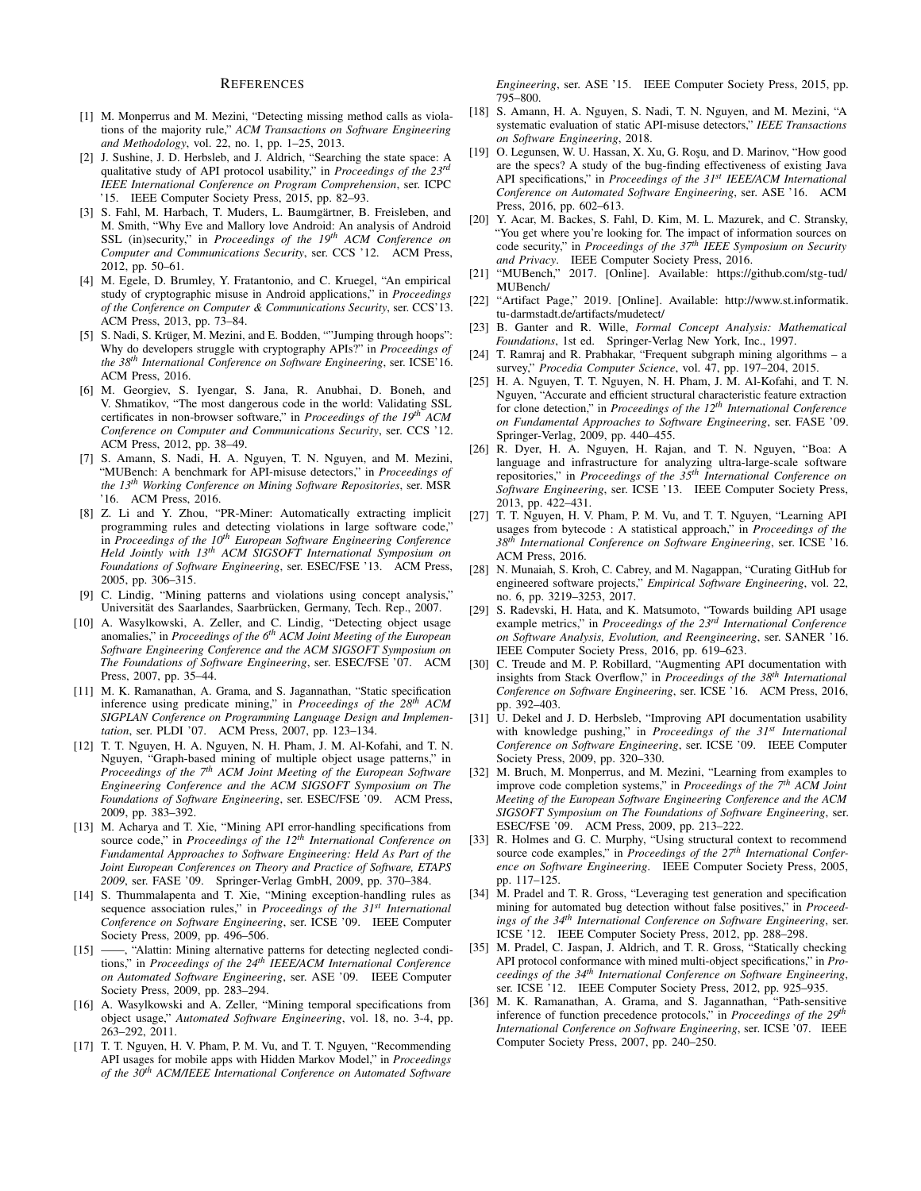## References

[1] M. Monperrus and M. Mezini, "Detecting missing method calls as violations of the majority rule," *ACM Transactions on Software Engineering and Methodology*, vol. 22, no. 1, pp. 1–25, 2013.

[2] J. Sushine, J. D. Herbsleb, and J. Aldrich, "Searching the state space: A qualitative study of API protocol usability," in *Proceedings of the 23rd IEEE International Conference on Program Comprehension*, ser. ICPC '15. IEEE Computer Society Press, 2015, pp. 82–93.

[3] S. Fahl, M. Harbach, T. Muders, L. Baumgärtner, B. Freisleben, and M. Smith, "Why Eve and Mallory love Android: An analysis of Android SSL (in)security," in *Proceedings of the 19th ACM Conference on Computer and Communications Security*, ser. CCS '12. ACM Press, 2012, pp. 50–61.

[4] M. Egele, D. Brumley, Y. Fratantonio, and C. Kruegel, "An empirical study of cryptographic misuse in Android applications," in *Proceedings of the Conference on Computer & Communications Security*, ser. CCS'13. ACM Press, 2013, pp. 73–84.

[5] S. Nadi, S. Krüger, M. Mezini, and E. Bodden, ""Jumping through hoops": Why do developers struggle with cryptography APIs?" in *Proceedings of the 38th International Conference on Software Engineering*, ser. ICSE'16. ACM Press, 2016.

[6] M. Georgiev, S. Iyengar, S. Jana, R. Anubhai, D. Boneh, and V. Shmatikov, "The most dangerous code in the world: Validating SSL certificates in non-browser software," in *Proceedings of the 19th ACM Conference on Computer and Communications Security*, ser. CCS '12. ACM Press, 2012, pp. 38–49.

[7] S. Amann, S. Nadi, H. A. Nguyen, T. N. Nguyen, and M. Mezini, "MUBench: A benchmark for API-misuse detectors," in *Proceedings of the 13th Working Conference on Mining Software Repositories*, ser. MSR '16. ACM Press, 2016.

[8] Z. Li and Y. Zhou, "PR-Miner: Automatically extracting implicit programming rules and detecting violations in large software code," in *Proceedings of the 10th European Software Engineering Conference Held Jointly with 13th ACM SIGSOFT International Symposium on Foundations of Software Engineering*, ser. ESEC/FSE '13. ACM Press, 2005, pp. 306–315.

[9] C. Lindig, "Mining patterns and violations using concept analysis," Universität des Saarlandes, Saarbrücken, Germany, Tech. Rep., 2007.

[10] A. Wasylkowski, A. Zeller, and C. Lindig, "Detecting object usage anomalies," in *Proceedings of the 6th ACM Joint Meeting of the European Software Engineering Conference and the ACM SIGSOFT Symposium on The Foundations of Software Engineering*, ser. ESEC/FSE '07. ACM Press, 2007, pp. 35–44.

[11] M. K. Ramanathan, A. Grama, and S. Jagannathan, "Static specification inference using predicate mining," in *Proceedings of the 28th ACM SIGPLAN Conference on Programming Language Design and Implementation*, ser. PLDI '07. ACM Press, 2007, pp. 123–134.

[12] T. T. Nguyen, H. A. Nguyen, N. H. Pham, J. M. Al-Kofahi, and T. N. Nguyen, "Graph-based mining of multiple object usage patterns," in *Proceedings of the 7th ACM Joint Meeting of the European Software Engineering Conference and the ACM SIGSOFT Symposium on The Foundations of Software Engineering*, ser. ESEC/FSE '09. ACM Press, 2009, pp. 383–392.

[13] M. Acharya and T. Xie, "Mining API error-handling specifications from source code," in *Proceedings of the 12th International Conference on Fundamental Approaches to Software Engineering: Held As Part of the Joint European Conferences on Theory and Practice of Software, ETAPS 2009*, ser. FASE '09. Springer-Verlag GmbH, 2009, pp. 370–384.

[14] S. Thummalapenta and T. Xie, "Mining exception-handling rules as sequence association rules," in *Proceedings of the 31st International Conference on Software Engineering*, ser. ICSE '09. IEEE Computer Society Press, 2009, pp. 496–506.

[15] ——, "Alattin: Mining alternative patterns for detecting neglected conditions," in *Proceedings of the 24th IEEE/ACM International Conference on Automated Software Engineering*, ser. ASE '09. IEEE Computer Society Press, 2009, pp. 283–294.

[16] A. Wasylkowski and A. Zeller, "Mining temporal specifications from object usage," *Automated Software Engineering*, vol. 18, no. 3-4, pp. 263–292, 2011.

[17] T. T. Nguyen, H. V. Pham, P. M. Vu, and T. T. Nguyen, "Recommending API usages for mobile apps with Hidden Markov Model," in *Proceedings of the 30th ACM/IEEE International Conference on Automated Software Engineering*, ser. ASE '15. IEEE Computer Society Press, 2015, pp. 795–800.

[18] S. Amann, H. A. Nguyen, S. Nadi, T. N. Nguyen, and M. Mezini, "A systematic evaluation of static API-misuse detectors," *IEEE Transactions on Software Engineering*, 2018.

[19] O. Legunsen, W. U. Hassan, X. Xu, G. Roşu, and D. Marinov, "How good are the specs? A study of the bug-finding effectiveness of existing Java API specifications," in *Proceedings of the 31st IEEE/ACM International Conference on Automated Software Engineering*, ser. ASE '16. ACM Press, 2016, pp. 602–613.

[20] Y. Acar, M. Backes, S. Fahl, D. Kim, M. L. Mazurek, and C. Stransky, "You get where you're looking for. The impact of information sources on code security," in *Proceedings of the 37th IEEE Symposium on Security and Privacy*. IEEE Computer Society Press, 2016.

[21] "MUBench," 2017. [Online]. Available: https://github.com/stg-tud/MUBench/

[22] "Artifact Page," 2019. [Online]. Available: http://www.st.informatik.tu-darmstadt.de/artifacts/mudetect/

[23] B. Ganter and R. Wille, *Formal Concept Analysis: Mathematical Foundations*, 1st ed. Springer-Verlag New York, Inc., 1997.

[24] T. Ramraj and R. Prabhakar, "Frequent subgraph mining algorithms – a survey," *Procedia Computer Science*, vol. 47, pp. 197–204, 2015.

[25] H. A. Nguyen, T. T. Nguyen, N. H. Pham, J. M. Al-Kofahi, and T. N. Nguyen, "Accurate and efficient structural characteristic feature extraction for clone detection," in *Proceedings of the 12th International Conference on Fundamental Approaches to Software Engineering*, ser. FASE '09. Springer-Verlag, 2009, pp. 440–455.

[26] R. Dyer, H. A. Nguyen, H. Rajan, and T. N. Nguyen, "Boa: A language and infrastructure for analyzing ultra-large-scale software repositories," in *Proceedings of the 35th International Conference on Software Engineering*, ser. ICSE '13. IEEE Computer Society Press, 2013, pp. 422–431.

[27] T. T. Nguyen, H. V. Pham, P. M. Vu, and T. T. Nguyen, "Learning API usages from bytecode : A statistical approach," in *Proceedings of the 38th International Conference on Software Engineering*, ser. ICSE '16. ACM Press, 2016.

[28] N. Munaiah, S. Kroh, C. Cabrey, and M. Nagappan, "Curating GitHub for engineered software projects," *Empirical Software Engineering*, vol. 22, no. 6, pp. 3219–3253, 2017.

[29] S. Radevski, H. Hata, and K. Matsumoto, "Towards building API usage example metrics," in *Proceedings of the 23rd International Conference on Software Analysis, Evolution, and Reengineering*, ser. SANER '16. IEEE Computer Society Press, 2016, pp. 619–623.

[30] C. Treude and M. P. Robillard, "Augmenting API documentation with insights from Stack Overflow," in *Proceedings of the 38th International Conference on Software Engineering*, ser. ICSE '16. ACM Press, 2016, pp. 392–403.

[31] U. Dekel and J. D. Herbsleb, "Improving API documentation usability with knowledge pushing," in *Proceedings of the 31st International Conference on Software Engineering*, ser. ICSE '09. IEEE Computer Society Press, 2009, pp. 320–330.

[32] M. Bruch, M. Monperrus, and M. Mezini, "Learning from examples to improve code completion systems," in *Proceedings of the 7th ACM Joint Meeting of the European Software Engineering Conference and the ACM SIGSOFT Symposium on The Foundations of Software Engineering*, ser. ESEC/FSE '09. ACM Press, 2009, pp. 213–222.

[33] R. Holmes and G. C. Murphy, "Using structural context to recommend source code examples," in *Proceedings of the 27th International Conference on Software Engineering*. IEEE Computer Society Press, 2005, pp. 117–125.

[34] M. Pradel and T. R. Gross, "Leveraging test generation and specification mining for automated bug detection without false positives," in *Proceedings of the 34th International Conference on Software Engineering*, ser. ICSE '12. IEEE Computer Society Press, 2012, pp. 288–298.

[35] M. Pradel, C. Jaspan, J. Aldrich, and T. R. Gross, "Statically checking API protocol conformance with mined multi-object specifications," in *Proceedings of the 34th International Conference on Software Engineering*, ser. ICSE '12. IEEE Computer Society Press, 2012, pp. 925–935.

[36] M. K. Ramanathan, A. Grama, and S. Jagannathan, "Path-sensitive inference of function precedence protocols," in *Proceedings of the 29th International Conference on Software Engineering*, ser. ICSE '07. IEEE Computer Society Press, 2007, pp. 240–250.